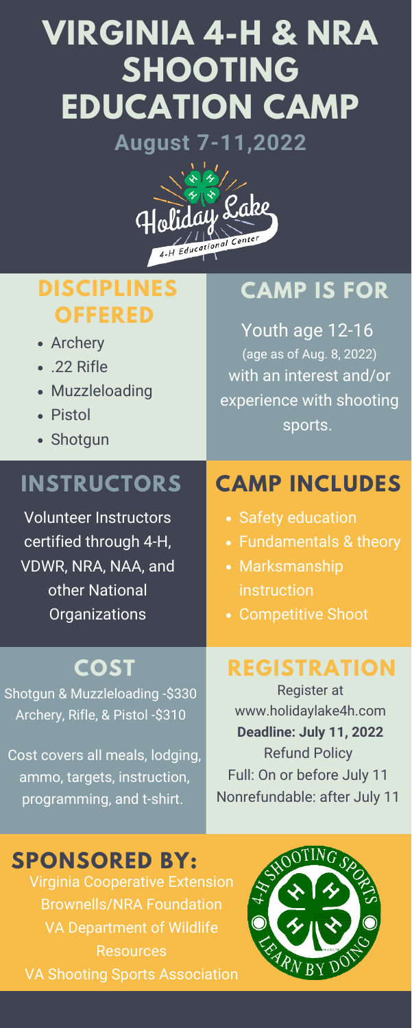# VIRGINIA 4-H & NRA SHOOTING EDUCATION CAMP

**August 7-11,2022**

Holiday Lake 4-H Educational Center

## DISCIPLINES OFFERED

- Archery
- .22 Rifle
- Muzzleloading
- Pistol
- Shotgun

## CAMP IS FOR

Youth age 12-16 (age as of Aug. 8, 2022) with an interest and/or experience with shooting sports.

## INSTRUCTORS

Volunteer Instructors certified through 4-H, VDWR, NRA, NAA, and other National Organizations

## CAMP INCLUDES

- Safety education
- Fundamentals & theory
- Marksmanship instruction
- Competitive Shoot

## COST

Shotgun & Muzzleloading -$330
Archery, Rifle, & Pistol -$310

Cost covers all meals, lodging, ammo, targets, instruction, programming, and t-shirt.

## REGISTRATION

Register at www.holidaylake4h.com

**Deadline: July 11, 2022**

Refund Policy
Full: On or before July 11
Nonrefundable: after July 11

## SPONSORED BY:

Virginia Cooperative Extension
Brownells/NRA Foundation
VA Department of Wildlife Resources
VA Shooting Sports Association

4-H SHOOTING SPORTS
LEARN BY DOING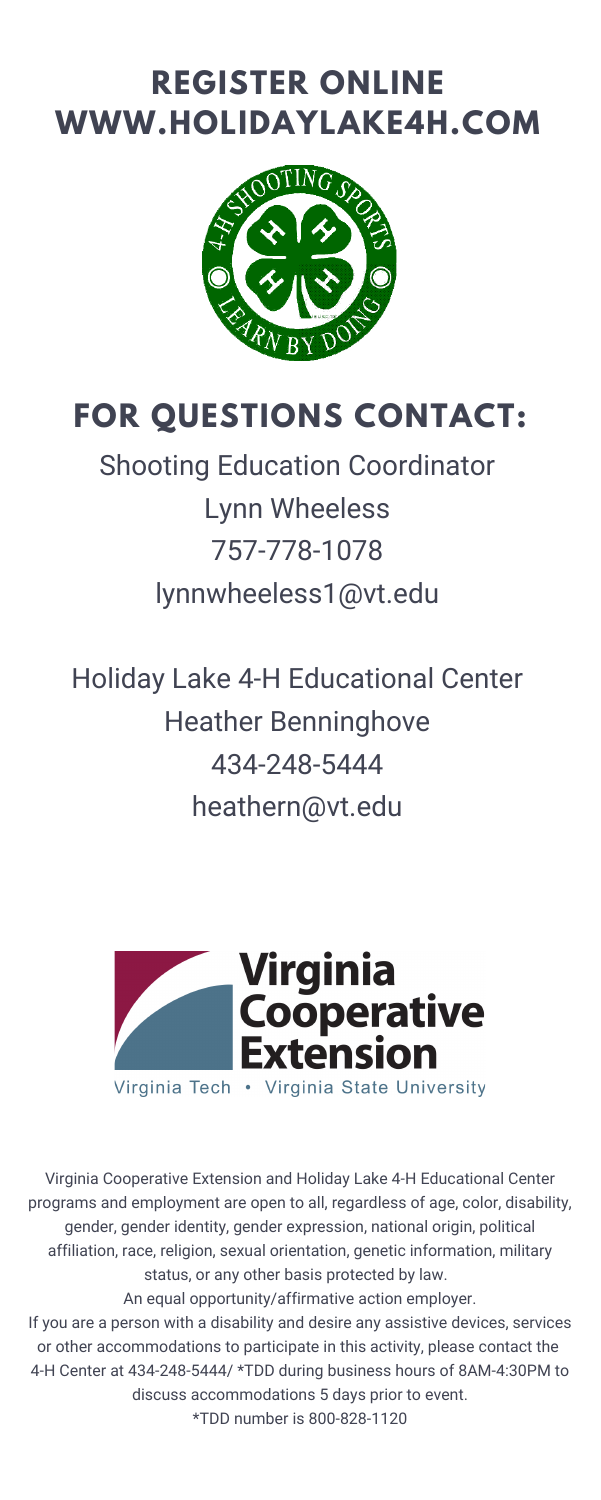# REGISTER ONLINE
# WWW.HOLIDAYLAKE4H.COM

## FOR QUESTIONS CONTACT:

Shooting Education Coordinator
Lynn Wheeless
757-778-1078
lynnwheeless1@vt.edu

Holiday Lake 4-H Educational Center
Heather Benninghove
434-248-5444
heathern@vt.edu

Virginia Cooperative Extension
Virginia Tech • Virginia State University

Virginia Cooperative Extension and Holiday Lake 4-H Educational Center programs and employment are open to all, regardless of age, color, disability, gender, gender identity, gender expression, national origin, political affiliation, race, religion, sexual orientation, genetic information, military status, or any other basis protected by law.
An equal opportunity/affirmative action employer.
If you are a person with a disability and desire any assistive devices, services or other accommodations to participate in this activity, please contact the 4-H Center at 434-248-5444/ *TDD during business hours of 8AM-4:30PM to discuss accommodations 5 days prior to event.
*TDD number is 800-828-1120